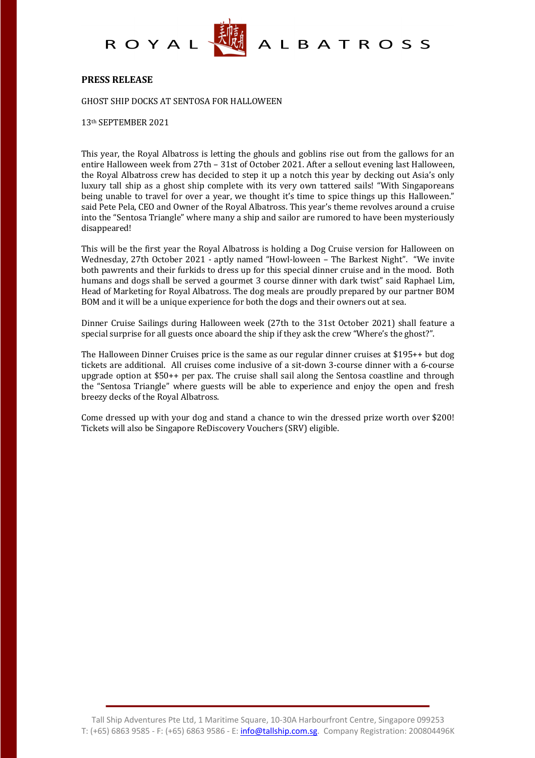ROYAL ALBATROSS

**PRESS RELEASE**

GHOST SHIP DOCKS AT SENTOSA FOR HALLOWEEN

13th SEPTEMBER 2021

This year, the Royal Albatross is letting the ghouls and goblins rise out from the gallows for an entire Halloween week from 27th – 31st of October 2021. After a sellout evening last Halloween, the Royal Albatross crew has decided to step it up a notch this year by decking out Asia's only luxury tall ship as a ghost ship complete with its very own tattered sails! "With Singaporeans being unable to travel for over a year, we thought it's time to spice things up this Halloween." said Pete Pela, CEO and Owner of the Royal Albatross. This year's theme revolves around a cruise into the "Sentosa Triangle" where many a ship and sailor are rumored to have been mysteriously disappeared!

This will be the first year the Royal Albatross is holding a Dog Cruise version for Halloween on Wednesday, 27th October 2021 - aptly named "Howl-loween – The Barkest Night". "We invite both pawrents and their furkids to dress up for this special dinner cruise and in the mood. Both humans and dogs shall be served a gourmet 3 course dinner with dark twist" said Raphael Lim, Head of Marketing for Royal Albatross. The dog meals are proudly prepared by our partner BOM BOM and it will be a unique experience for both the dogs and their owners out at sea.

Dinner Cruise Sailings during Halloween week (27th to the 31st October 2021) shall feature a special surprise for all guests once aboard the ship if they ask the crew "Where's the ghost?".

The Halloween Dinner Cruises price is the same as our regular dinner cruises at $195++ but dog tickets are additional. All cruises come inclusive of a sit-down 3-course dinner with a 6-course upgrade option at $50++ per pax. The cruise shall sail along the Sentosa coastline and through the "Sentosa Triangle" where guests will be able to experience and enjoy the open and fresh breezy decks of the Royal Albatross.

Come dressed up with your dog and stand a chance to win the dressed prize worth over $200! Tickets will also be Singapore ReDiscovery Vouchers (SRV) eligible.

Tall Ship Adventures Pte Ltd, 1 Maritime Square, 10-30A Harbourfront Centre, Singapore 099253
T: (+65) 6863 9585 - F: (+65) 6863 9586 - E: info@tallship.com.sg. Company Registration: 200804496K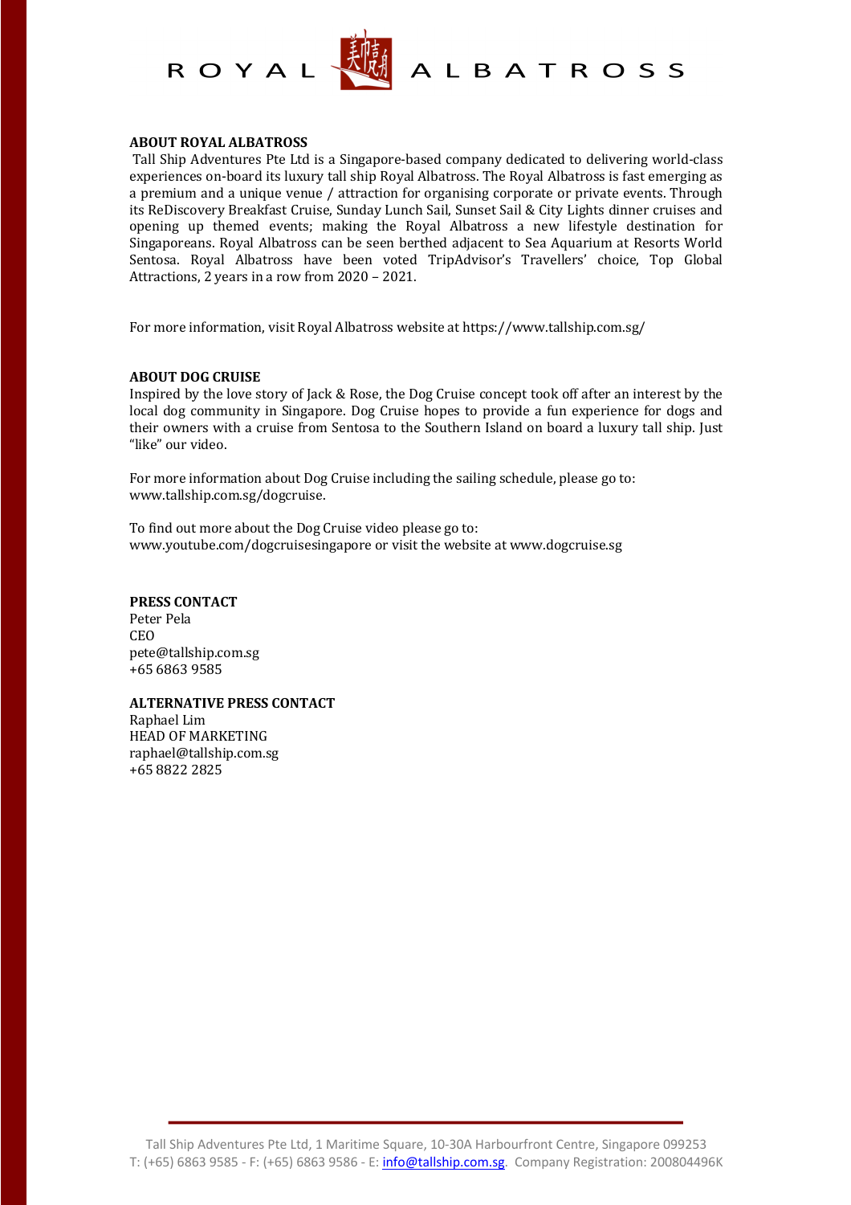**ABOUT ROYAL ALBATROSS**

Tall Ship Adventures Pte Ltd is a Singapore-based company dedicated to delivering world-class experiences on-board its luxury tall ship Royal Albatross. The Royal Albatross is fast emerging as a premium and a unique venue / attraction for organising corporate or private events. Through its ReDiscovery Breakfast Cruise, Sunday Lunch Sail, Sunset Sail & City Lights dinner cruises and opening up themed events; making the Royal Albatross a new lifestyle destination for Singaporeans. Royal Albatross can be seen berthed adjacent to Sea Aquarium at Resorts World Sentosa. Royal Albatross have been voted TripAdvisor's Travellers' choice, Top Global Attractions, 2 years in a row from 2020 – 2021.

For more information, visit Royal Albatross website at https://www.tallship.com.sg/

**ABOUT DOG CRUISE**

Inspired by the love story of Jack & Rose, the Dog Cruise concept took off after an interest by the local dog community in Singapore. Dog Cruise hopes to provide a fun experience for dogs and their owners with a cruise from Sentosa to the Southern Island on board a luxury tall ship. Just "like" our video.

For more information about Dog Cruise including the sailing schedule, please go to: www.tallship.com.sg/dogcruise.

To find out more about the Dog Cruise video please go to: www.youtube.com/dogcruisesingapore or visit the website at www.dogcruise.sg

**PRESS CONTACT**
Peter Pela
CEO
pete@tallship.com.sg
+65 6863 9585

**ALTERNATIVE PRESS CONTACT**
Raphael Lim
HEAD OF MARKETING
raphael@tallship.com.sg
+65 8822 2825